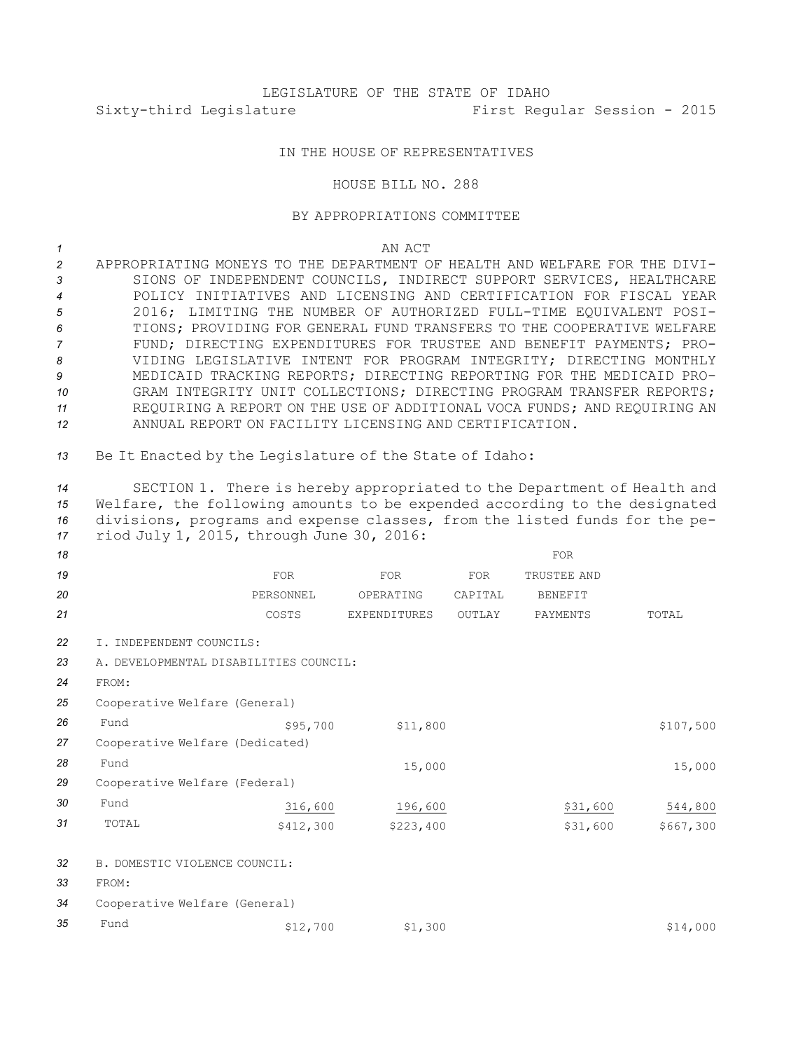LEGISLATURE OF THE STATE OF IDAHO

Sixty-third Legislature First Regular Session - 2015

IN THE HOUSE OF REPRESENTATIVES

HOUSE BILL NO. 288

BY APPROPRIATIONS COMMITTEE

AN ACT

APPROPRIATING MONEYS TO THE DEPARTMENT OF HEALTH AND WELFARE FOR THE DIVISIONS OF INDEPENDENT COUNCILS, INDIRECT SUPPORT SERVICES, HEALTHCARE POLICY INITIATIVES AND LICENSING AND CERTIFICATION FOR FISCAL YEAR 2016; LIMITING THE NUMBER OF AUTHORIZED FULL-TIME EQUIVALENT POSITIONS; PROVIDING FOR GENERAL FUND TRANSFERS TO THE COOPERATIVE WELFARE FUND; DIRECTING EXPENDITURES FOR TRUSTEE AND BENEFIT PAYMENTS; PROVIDING LEGISLATIVE INTENT FOR PROGRAM INTEGRITY; DIRECTING MONTHLY MEDICAID TRACKING REPORTS; DIRECTING REPORTING FOR THE MEDICAID PROGRAM INTEGRITY UNIT COLLECTIONS; DIRECTING PROGRAM TRANSFER REPORTS; REQUIRING A REPORT ON THE USE OF ADDITIONAL VOCA FUNDS; AND REQUIRING AN ANNUAL REPORT ON FACILITY LICENSING AND CERTIFICATION.

Be It Enacted by the Legislature of the State of Idaho:

SECTION 1. There is hereby appropriated to the Department of Health and Welfare, the following amounts to be expended according to the designated divisions, programs and expense classes, from the listed funds for the period July 1, 2015, through June 30, 2016:

| | FOR PERSONNEL COSTS | FOR OPERATING EXPENDITURES | FOR CAPITAL OUTLAY | FOR TRUSTEE AND BENEFIT PAYMENTS | TOTAL |
|---|---|---|---|---|---|
| I. INDEPENDENT COUNCILS: | | | | | |
| A. DEVELOPMENTAL DISABILITIES COUNCIL: | | | | | |
| FROM: | | | | | |
| Cooperative Welfare (General) Fund | $95,700 | $11,800 | | | $107,500 |
| Cooperative Welfare (Dedicated) Fund | | 15,000 | | | 15,000 |
| Cooperative Welfare (Federal) Fund | 316,600 | 196,600 | | $31,600 | 544,800 |
| TOTAL | $412,300 | $223,400 | | $31,600 | $667,300 |
| B. DOMESTIC VIOLENCE COUNCIL: | | | | | |
| FROM: | | | | | |
| Cooperative Welfare (General) Fund | $12,700 | $1,300 | | | $14,000 |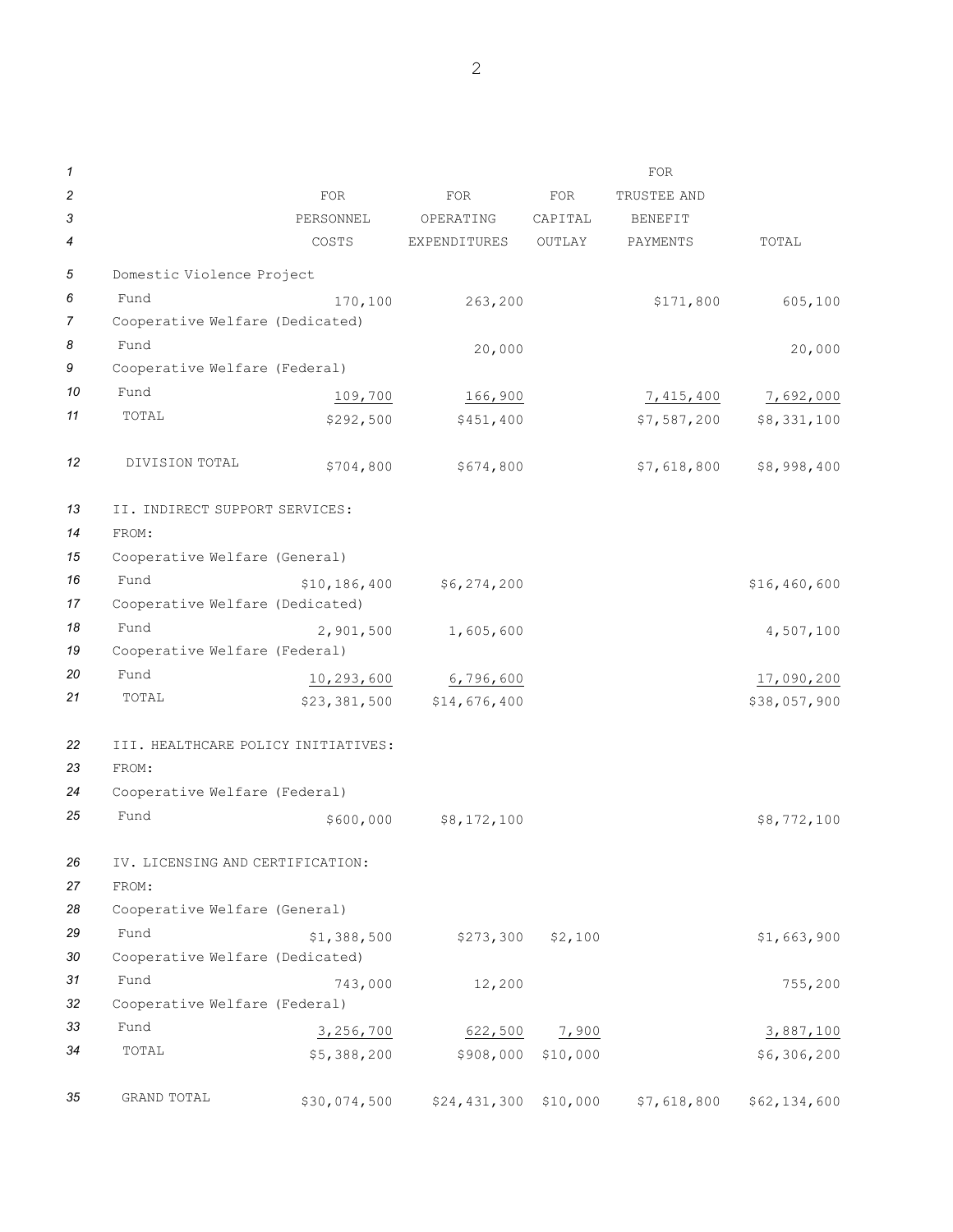| | FOR PERSONNEL COSTS | FOR OPERATING EXPENDITURES | FOR CAPITAL OUTLAY | FOR TRUSTEE AND BENEFIT PAYMENTS | TOTAL |
|---|---|---|---|---|---|
| Domestic Violence Project Fund | 170,100 | 263,200 | | $171,800 | 605,100 |
| Cooperative Welfare (Dedicated) Fund | | 20,000 | | | 20,000 |
| Cooperative Welfare (Federal) Fund | 109,700 | 166,900 | | 7,415,400 | 7,692,000 |
| TOTAL | $292,500 | $451,400 | | $7,587,200 | $8,331,100 |
| DIVISION TOTAL | $704,800 | $674,800 | | $7,618,800 | $8,998,400 |
| II. INDIRECT SUPPORT SERVICES: | | | | | |
| FROM: | | | | | |
| Cooperative Welfare (General) Fund | $10,186,400 | $6,274,200 | | | $16,460,600 |
| Cooperative Welfare (Dedicated) Fund | 2,901,500 | 1,605,600 | | | 4,507,100 |
| Cooperative Welfare (Federal) Fund | 10,293,600 | 6,796,600 | | | 17,090,200 |
| TOTAL | $23,381,500 | $14,676,400 | | | $38,057,900 |
| III. HEALTHCARE POLICY INITIATIVES: | | | | | |
| FROM: | | | | | |
| Cooperative Welfare (Federal) Fund | $600,000 | $8,172,100 | | | $8,772,100 |
| IV. LICENSING AND CERTIFICATION: | | | | | |
| FROM: | | | | | |
| Cooperative Welfare (General) Fund | $1,388,500 | $273,300 | $2,100 | | $1,663,900 |
| Cooperative Welfare (Dedicated) Fund | 743,000 | 12,200 | | | 755,200 |
| Cooperative Welfare (Federal) Fund | 3,256,700 | 622,500 | 7,900 | | 3,887,100 |
| TOTAL | $5,388,200 | $908,000 | $10,000 | | $6,306,200 |
| GRAND TOTAL | $30,074,500 | $24,431,300 | $10,000 | $7,618,800 | $62,134,600 |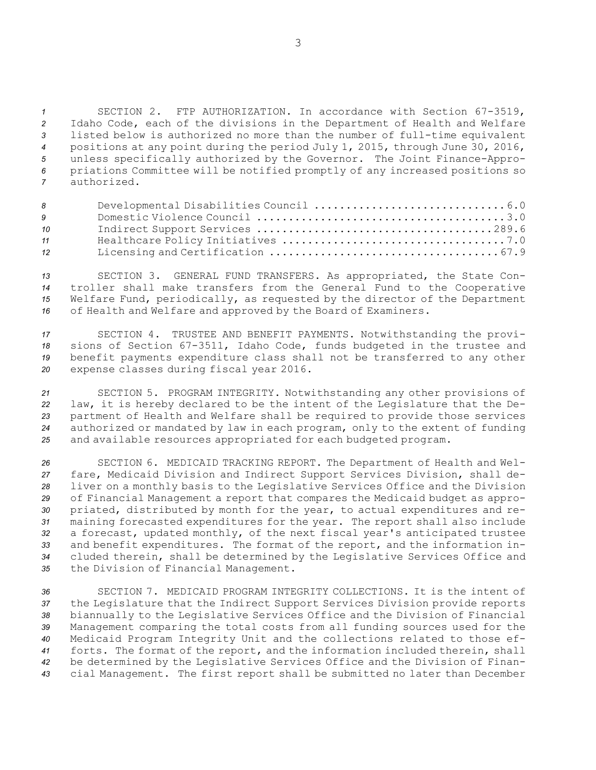SECTION 2. FTP AUTHORIZATION. In accordance with Section 67-3519, Idaho Code, each of the divisions in the Department of Health and Welfare listed below is authorized no more than the number of full-time equivalent positions at any point during the period July 1, 2015, through June 30, 2016, unless specifically authorized by the Governor. The Joint Finance-Appropriations Committee will be notified promptly of any increased positions so authorized.

| | |
|---|---|
| Developmental Disabilities Council | 6.0 |
| Domestic Violence Council | 3.0 |
| Indirect Support Services | 289.6 |
| Healthcare Policy Initiatives | 7.0 |
| Licensing and Certification | 67.9 |

SECTION 3. GENERAL FUND TRANSFERS. As appropriated, the State Controller shall make transfers from the General Fund to the Cooperative Welfare Fund, periodically, as requested by the director of the Department of Health and Welfare and approved by the Board of Examiners.

SECTION 4. TRUSTEE AND BENEFIT PAYMENTS. Notwithstanding the provisions of Section 67-3511, Idaho Code, funds budgeted in the trustee and benefit payments expenditure class shall not be transferred to any other expense classes during fiscal year 2016.

SECTION 5. PROGRAM INTEGRITY. Notwithstanding any other provisions of law, it is hereby declared to be the intent of the Legislature that the Department of Health and Welfare shall be required to provide those services authorized or mandated by law in each program, only to the extent of funding and available resources appropriated for each budgeted program.

SECTION 6. MEDICAID TRACKING REPORT. The Department of Health and Welfare, Medicaid Division and Indirect Support Services Division, shall deliver on a monthly basis to the Legislative Services Office and the Division of Financial Management a report that compares the Medicaid budget as appropriated, distributed by month for the year, to actual expenditures and remaining forecasted expenditures for the year. The report shall also include a forecast, updated monthly, of the next fiscal year's anticipated trustee and benefit expenditures. The format of the report, and the information included therein, shall be determined by the Legislative Services Office and the Division of Financial Management.

SECTION 7. MEDICAID PROGRAM INTEGRITY COLLECTIONS. It is the intent of the Legislature that the Indirect Support Services Division provide reports biannually to the Legislative Services Office and the Division of Financial Management comparing the total costs from all funding sources used for the Medicaid Program Integrity Unit and the collections related to those efforts. The format of the report, and the information included therein, shall be determined by the Legislative Services Office and the Division of Financial Management. The first report shall be submitted no later than December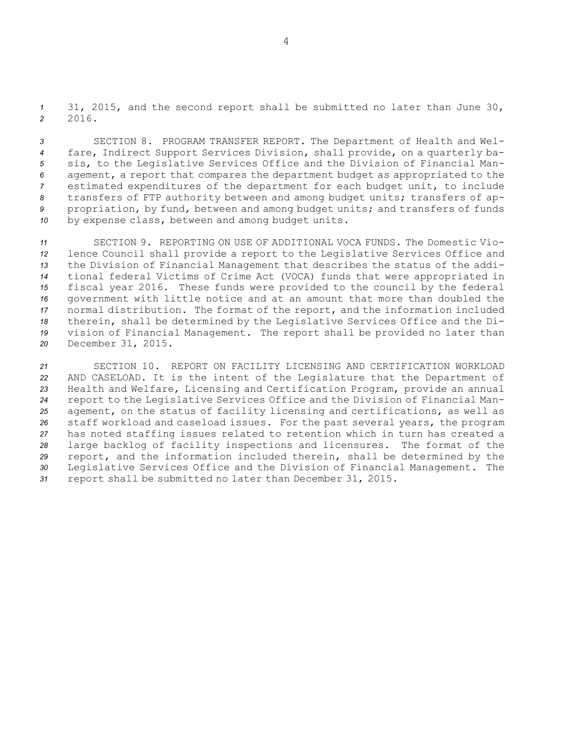31, 2015, and the second report shall be submitted no later than June 30, 2016.

SECTION 8. PROGRAM TRANSFER REPORT. The Department of Health and Welfare, Indirect Support Services Division, shall provide, on a quarterly basis, to the Legislative Services Office and the Division of Financial Management, a report that compares the department budget as appropriated to the estimated expenditures of the department for each budget unit, to include transfers of FTP authority between and among budget units; transfers of appropriation, by fund, between and among budget units; and transfers of funds by expense class, between and among budget units.

SECTION 9. REPORTING ON USE OF ADDITIONAL VOCA FUNDS. The Domestic Violence Council shall provide a report to the Legislative Services Office and the Division of Financial Management that describes the status of the additional federal Victims of Crime Act (VOCA) funds that were appropriated in fiscal year 2016. These funds were provided to the council by the federal government with little notice and at an amount that more than doubled the normal distribution. The format of the report, and the information included therein, shall be determined by the Legislative Services Office and the Division of Financial Management. The report shall be provided no later than December 31, 2015.

SECTION 10. REPORT ON FACILITY LICENSING AND CERTIFICATION WORKLOAD AND CASELOAD. It is the intent of the Legislature that the Department of Health and Welfare, Licensing and Certification Program, provide an annual report to the Legislative Services Office and the Division of Financial Management, on the status of facility licensing and certifications, as well as staff workload and caseload issues. For the past several years, the program has noted staffing issues related to retention which in turn has created a large backlog of facility inspections and licensures. The format of the report, and the information included therein, shall be determined by the Legislative Services Office and the Division of Financial Management. The report shall be submitted no later than December 31, 2015.